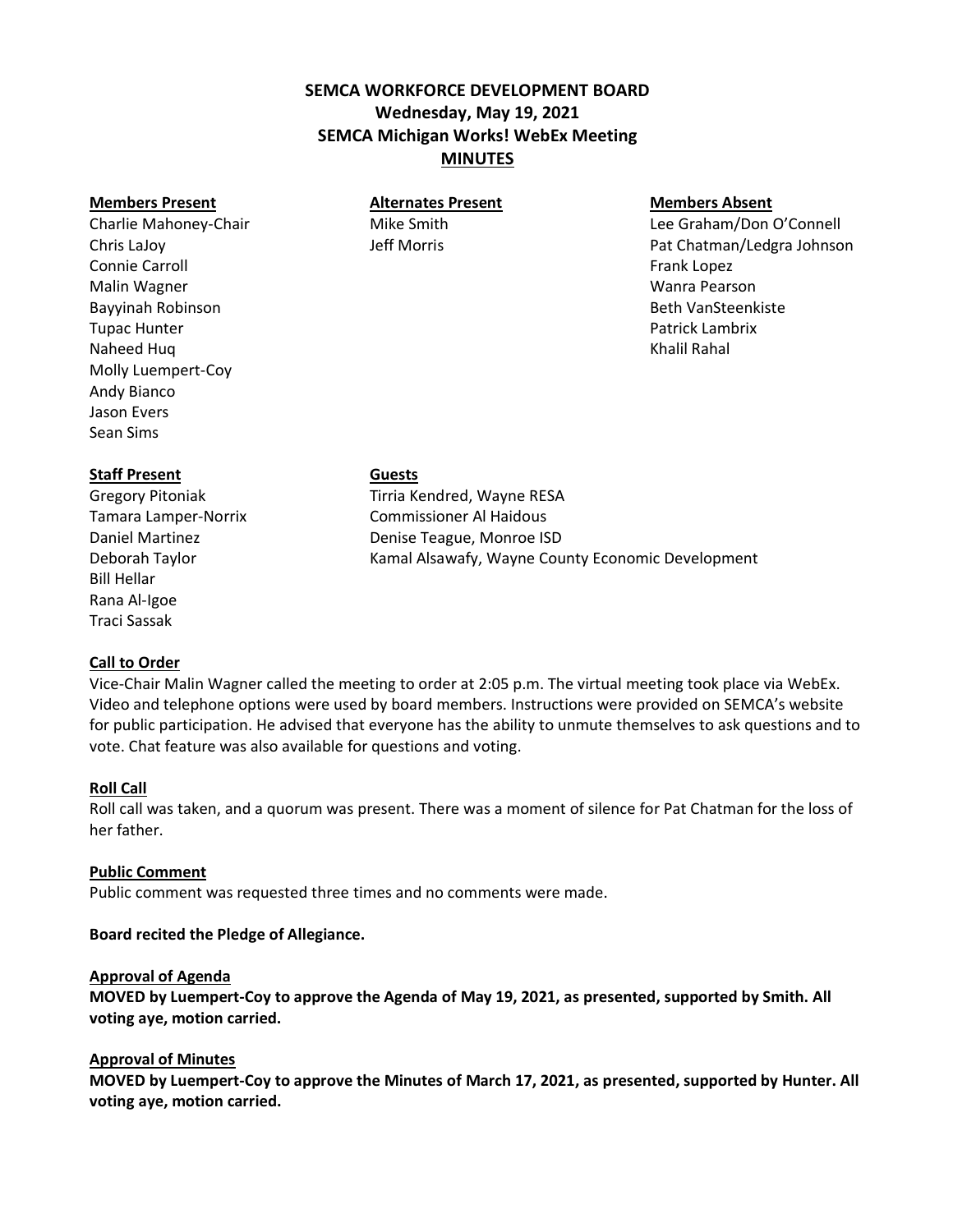# SEMCA WORKFORCE DEVELOPMENT BOARD
## Wednesday, May 19, 2021
## SEMCA Michigan Works! WebEx Meeting
## MINUTES

| **Members Present** | **Alternates Present** | **Members Absent** |
|---|---|---|
| Charlie Mahoney-Chair | Mike Smith | Lee Graham/Don O'Connell |
| Chris LaJoy | Jeff Morris | Pat Chatman/Ledgra Johnson |
| Connie Carroll | | Frank Lopez |
| Malin Wagner | | Wanra Pearson |
| Bayyinah Robinson | | Beth VanSteenkiste |
| Tupac Hunter | | Patrick Lambrix |
| Naheed Huq | | Khalil Rahal |
| Molly Luempert-Coy | | |
| Andy Bianco | | |
| Jason Evers | | |
| Sean Sims | | |

| **Staff Present** | **Guests** |
|---|---|
| Gregory Pitoniak | Tirria Kendred, Wayne RESA |
| Tamara Lamper-Norrix | Commissioner Al Haidous |
| Daniel Martinez | Denise Teague, Monroe ISD |
| Deborah Taylor | Kamal Alsawafy, Wayne County Economic Development |
| Bill Hellar | |
| Rana Al-Igoe | |
| Traci Sassak | |

**Call to Order**

Vice-Chair Malin Wagner called the meeting to order at 2:05 p.m. The virtual meeting took place via WebEx. Video and telephone options were used by board members. Instructions were provided on SEMCA's website for public participation. He advised that everyone has the ability to unmute themselves to ask questions and to vote. Chat feature was also available for questions and voting.

**Roll Call**

Roll call was taken, and a quorum was present. There was a moment of silence for Pat Chatman for the loss of her father.

**Public Comment**

Public comment was requested three times and no comments were made.

**Board recited the Pledge of Allegiance.**

**Approval of Agenda**

**MOVED by Luempert-Coy to approve the Agenda of May 19, 2021, as presented, supported by Smith. All voting aye, motion carried.**

**Approval of Minutes**

**MOVED by Luempert-Coy to approve the Minutes of March 17, 2021, as presented, supported by Hunter. All voting aye, motion carried.**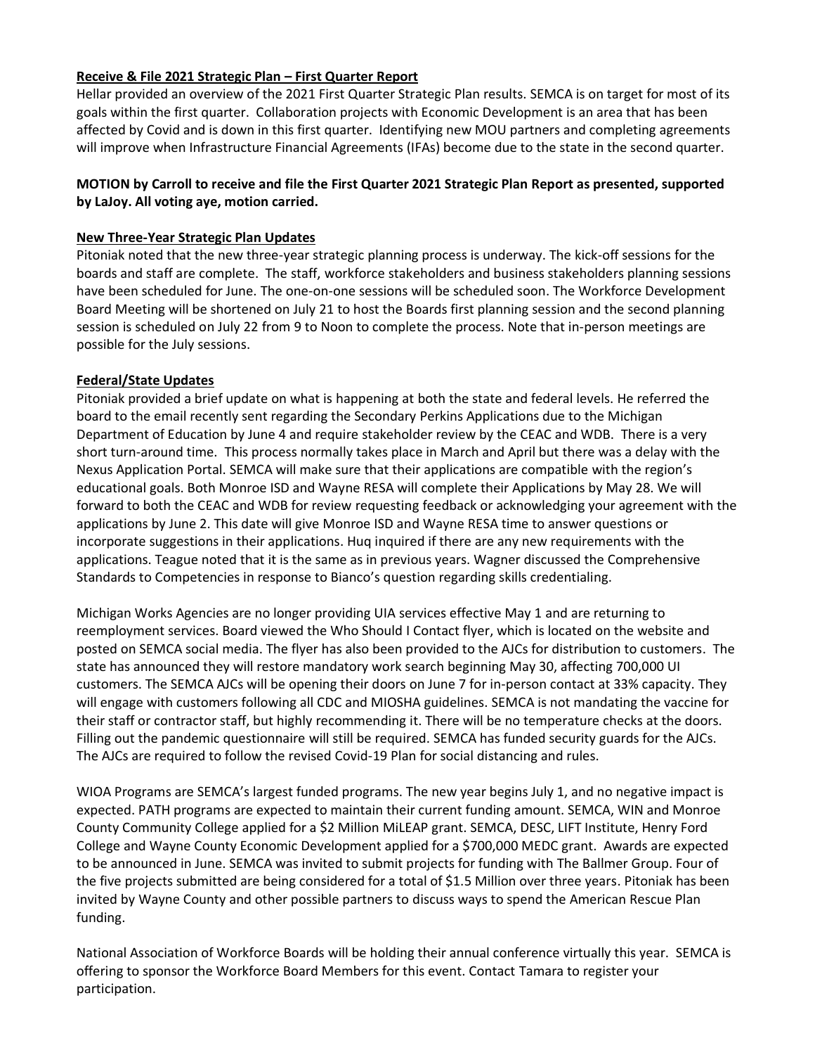**Receive & File 2021 Strategic Plan – First Quarter Report**

Hellar provided an overview of the 2021 First Quarter Strategic Plan results. SEMCA is on target for most of its goals within the first quarter. Collaboration projects with Economic Development is an area that has been affected by Covid and is down in this first quarter. Identifying new MOU partners and completing agreements will improve when Infrastructure Financial Agreements (IFAs) become due to the state in the second quarter.

**MOTION by Carroll to receive and file the First Quarter 2021 Strategic Plan Report as presented, supported by LaJoy. All voting aye, motion carried.**

**New Three-Year Strategic Plan Updates**

Pitoniak noted that the new three-year strategic planning process is underway. The kick-off sessions for the boards and staff are complete. The staff, workforce stakeholders and business stakeholders planning sessions have been scheduled for June. The one-on-one sessions will be scheduled soon. The Workforce Development Board Meeting will be shortened on July 21 to host the Boards first planning session and the second planning session is scheduled on July 22 from 9 to Noon to complete the process. Note that in-person meetings are possible for the July sessions.

**Federal/State Updates**

Pitoniak provided a brief update on what is happening at both the state and federal levels. He referred the board to the email recently sent regarding the Secondary Perkins Applications due to the Michigan Department of Education by June 4 and require stakeholder review by the CEAC and WDB. There is a very short turn-around time. This process normally takes place in March and April but there was a delay with the Nexus Application Portal. SEMCA will make sure that their applications are compatible with the region's educational goals. Both Monroe ISD and Wayne RESA will complete their Applications by May 28. We will forward to both the CEAC and WDB for review requesting feedback or acknowledging your agreement with the applications by June 2. This date will give Monroe ISD and Wayne RESA time to answer questions or incorporate suggestions in their applications. Huq inquired if there are any new requirements with the applications. Teague noted that it is the same as in previous years. Wagner discussed the Comprehensive Standards to Competencies in response to Bianco's question regarding skills credentialing.

Michigan Works Agencies are no longer providing UIA services effective May 1 and are returning to reemployment services. Board viewed the Who Should I Contact flyer, which is located on the website and posted on SEMCA social media. The flyer has also been provided to the AJCs for distribution to customers. The state has announced they will restore mandatory work search beginning May 30, affecting 700,000 UI customers. The SEMCA AJCs will be opening their doors on June 7 for in-person contact at 33% capacity. They will engage with customers following all CDC and MIOSHA guidelines. SEMCA is not mandating the vaccine for their staff or contractor staff, but highly recommending it. There will be no temperature checks at the doors. Filling out the pandemic questionnaire will still be required. SEMCA has funded security guards for the AJCs. The AJCs are required to follow the revised Covid-19 Plan for social distancing and rules.

WIOA Programs are SEMCA's largest funded programs. The new year begins July 1, and no negative impact is expected. PATH programs are expected to maintain their current funding amount. SEMCA, WIN and Monroe County Community College applied for a $2 Million MiLEAP grant. SEMCA, DESC, LIFT Institute, Henry Ford College and Wayne County Economic Development applied for a $700,000 MEDC grant. Awards are expected to be announced in June. SEMCA was invited to submit projects for funding with The Ballmer Group. Four of the five projects submitted are being considered for a total of $1.5 Million over three years. Pitoniak has been invited by Wayne County and other possible partners to discuss ways to spend the American Rescue Plan funding.

National Association of Workforce Boards will be holding their annual conference virtually this year. SEMCA is offering to sponsor the Workforce Board Members for this event. Contact Tamara to register your participation.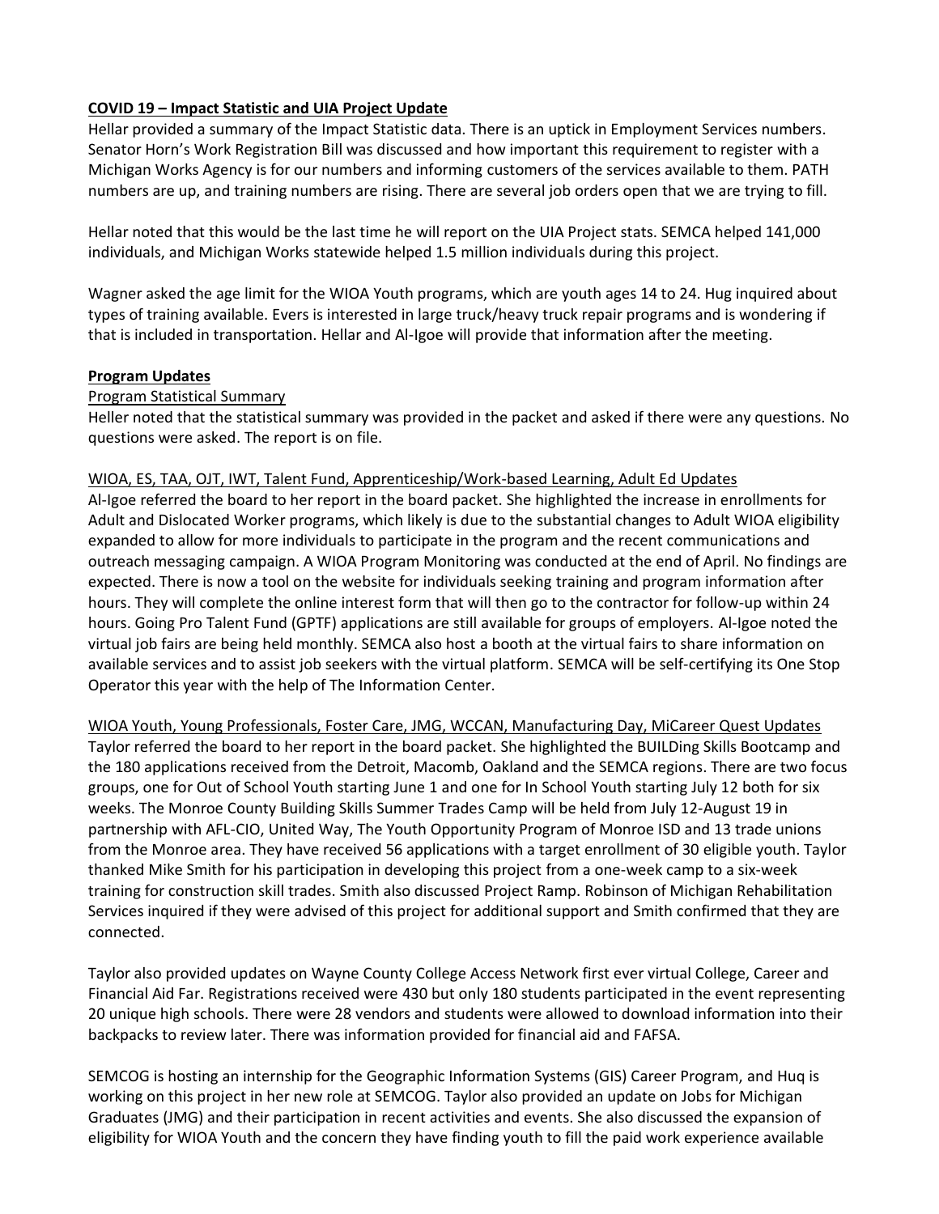**COVID 19 – Impact Statistic and UIA Project Update**

Hellar provided a summary of the Impact Statistic data. There is an uptick in Employment Services numbers. Senator Horn's Work Registration Bill was discussed and how important this requirement to register with a Michigan Works Agency is for our numbers and informing customers of the services available to them. PATH numbers are up, and training numbers are rising. There are several job orders open that we are trying to fill.

Hellar noted that this would be the last time he will report on the UIA Project stats. SEMCA helped 141,000 individuals, and Michigan Works statewide helped 1.5 million individuals during this project.

Wagner asked the age limit for the WIOA Youth programs, which are youth ages 14 to 24. Hug inquired about types of training available. Evers is interested in large truck/heavy truck repair programs and is wondering if that is included in transportation. Hellar and Al-Igoe will provide that information after the meeting.

**Program Updates**

Program Statistical Summary

Heller noted that the statistical summary was provided in the packet and asked if there were any questions. No questions were asked. The report is on file.

WIOA, ES, TAA, OJT, IWT, Talent Fund, Apprenticeship/Work-based Learning, Adult Ed Updates

Al-Igoe referred the board to her report in the board packet. She highlighted the increase in enrollments for Adult and Dislocated Worker programs, which likely is due to the substantial changes to Adult WIOA eligibility expanded to allow for more individuals to participate in the program and the recent communications and outreach messaging campaign. A WIOA Program Monitoring was conducted at the end of April. No findings are expected. There is now a tool on the website for individuals seeking training and program information after hours. They will complete the online interest form that will then go to the contractor for follow-up within 24 hours. Going Pro Talent Fund (GPTF) applications are still available for groups of employers. Al-Igoe noted the virtual job fairs are being held monthly. SEMCA also host a booth at the virtual fairs to share information on available services and to assist job seekers with the virtual platform. SEMCA will be self-certifying its One Stop Operator this year with the help of The Information Center.

WIOA Youth, Young Professionals, Foster Care, JMG, WCCAN, Manufacturing Day, MiCareer Quest Updates

Taylor referred the board to her report in the board packet. She highlighted the BUILDing Skills Bootcamp and the 180 applications received from the Detroit, Macomb, Oakland and the SEMCA regions. There are two focus groups, one for Out of School Youth starting June 1 and one for In School Youth starting July 12 both for six weeks. The Monroe County Building Skills Summer Trades Camp will be held from July 12-August 19 in partnership with AFL-CIO, United Way, The Youth Opportunity Program of Monroe ISD and 13 trade unions from the Monroe area. They have received 56 applications with a target enrollment of 30 eligible youth. Taylor thanked Mike Smith for his participation in developing this project from a one-week camp to a six-week training for construction skill trades. Smith also discussed Project Ramp. Robinson of Michigan Rehabilitation Services inquired if they were advised of this project for additional support and Smith confirmed that they are connected.

Taylor also provided updates on Wayne County College Access Network first ever virtual College, Career and Financial Aid Far. Registrations received were 430 but only 180 students participated in the event representing 20 unique high schools. There were 28 vendors and students were allowed to download information into their backpacks to review later. There was information provided for financial aid and FAFSA.

SEMCOG is hosting an internship for the Geographic Information Systems (GIS) Career Program, and Huq is working on this project in her new role at SEMCOG. Taylor also provided an update on Jobs for Michigan Graduates (JMG) and their participation in recent activities and events. She also discussed the expansion of eligibility for WIOA Youth and the concern they have finding youth to fill the paid work experience available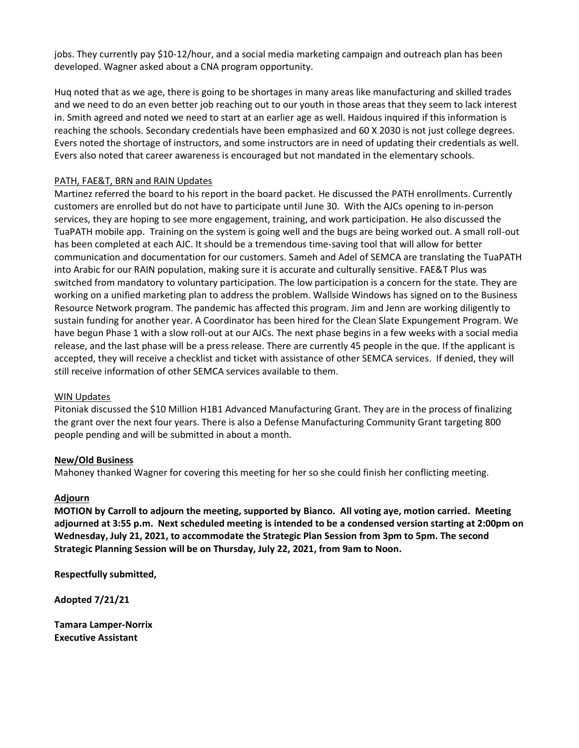jobs. They currently pay $10-12/hour, and a social media marketing campaign and outreach plan has been developed. Wagner asked about a CNA program opportunity.

Huq noted that as we age, there is going to be shortages in many areas like manufacturing and skilled trades and we need to do an even better job reaching out to our youth in those areas that they seem to lack interest in. Smith agreed and noted we need to start at an earlier age as well. Haidous inquired if this information is reaching the schools. Secondary credentials have been emphasized and 60 X 2030 is not just college degrees. Evers noted the shortage of instructors, and some instructors are in need of updating their credentials as well. Evers also noted that career awareness is encouraged but not mandated in the elementary schools.

PATH, FAE&T, BRN and RAIN Updates

Martinez referred the board to his report in the board packet. He discussed the PATH enrollments. Currently customers are enrolled but do not have to participate until June 30. With the AJCs opening to in-person services, they are hoping to see more engagement, training, and work participation. He also discussed the TuaPATH mobile app. Training on the system is going well and the bugs are being worked out. A small roll-out has been completed at each AJC. It should be a tremendous time-saving tool that will allow for better communication and documentation for our customers. Sameh and Adel of SEMCA are translating the TuaPATH into Arabic for our RAIN population, making sure it is accurate and culturally sensitive. FAE&T Plus was switched from mandatory to voluntary participation. The low participation is a concern for the state. They are working on a unified marketing plan to address the problem. Wallside Windows has signed on to the Business Resource Network program. The pandemic has affected this program. Jim and Jenn are working diligently to sustain funding for another year. A Coordinator has been hired for the Clean Slate Expungement Program. We have begun Phase 1 with a slow roll-out at our AJCs. The next phase begins in a few weeks with a social media release, and the last phase will be a press release. There are currently 45 people in the que. If the applicant is accepted, they will receive a checklist and ticket with assistance of other SEMCA services. If denied, they will still receive information of other SEMCA services available to them.

WIN Updates

Pitoniak discussed the $10 Million H1B1 Advanced Manufacturing Grant. They are in the process of finalizing the grant over the next four years. There is also a Defense Manufacturing Community Grant targeting 800 people pending and will be submitted in about a month.

**New/Old Business**

Mahoney thanked Wagner for covering this meeting for her so she could finish her conflicting meeting.

**Adjourn**

**MOTION by Carroll to adjourn the meeting, supported by Bianco. All voting aye, motion carried. Meeting adjourned at 3:55 p.m. Next scheduled meeting is intended to be a condensed version starting at 2:00pm on Wednesday, July 21, 2021, to accommodate the Strategic Plan Session from 3pm to 5pm. The second Strategic Planning Session will be on Thursday, July 22, 2021, from 9am to Noon.**

**Respectfully submitted,**

**Adopted 7/21/21**

**Tamara Lamper-Norrix**
**Executive Assistant**